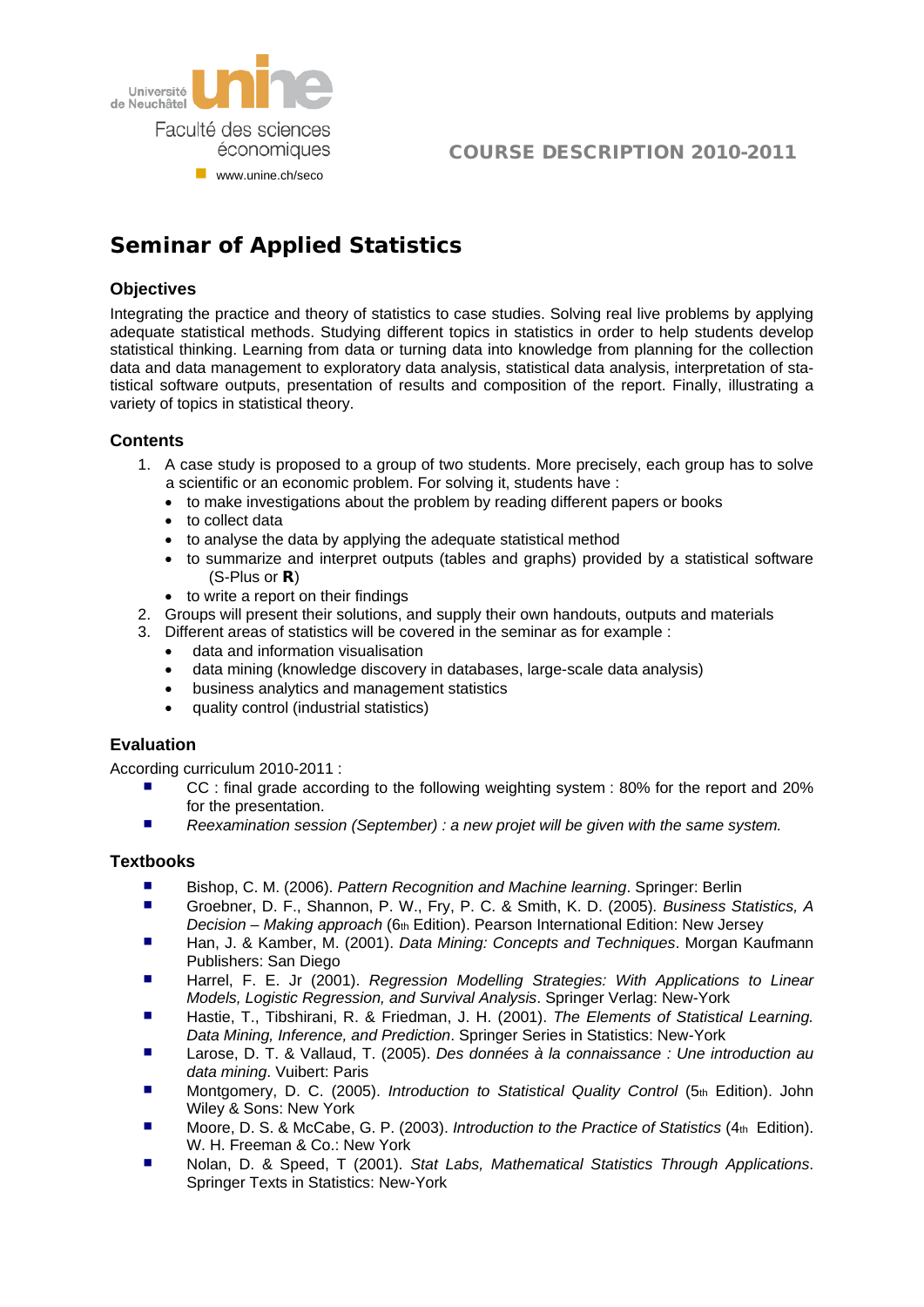Université de Neuchâtel

Faculté des sciences économiques

www.unine.ch/seco

**COURSE DESCRIPTION 2010-2011**

# Seminar of Applied Statistics

## Objectives

Integrating the practice and theory of statistics to case studies. Solving real live problems by applying adequate statistical methods. Studying different topics in statistics in order to help students develop statistical thinking. Learning from data or turning data into knowledge from planning for the collection data and data management to exploratory data analysis, statistical data analysis, interpretation of statistical software outputs, presentation of results and composition of the report. Finally, illustrating a variety of topics in statistical theory.

## Contents

1. A case study is proposed to a group of two students. More precisely, each group has to solve a scientific or an economic problem. For solving it, students have :
   - to make investigations about the problem by reading different papers or books
   - to collect data
   - to analyse the data by applying the adequate statistical method
   - to summarize and interpret outputs (tables and graphs) provided by a statistical software (S-Plus or **R**)
   - to write a report on their findings
2. Groups will present their solutions, and supply their own handouts, outputs and materials
3. Different areas of statistics will be covered in the seminar as for example :
   - data and information visualisation
   - data mining (knowledge discovery in databases, large-scale data analysis)
   - business analytics and management statistics
   - quality control (industrial statistics)

## Evaluation

According curriculum 2010-2011 :

- CC : final grade according to the following weighting system : 80% for the report and 20% for the presentation.
- *Reexamination session (September) : a new projet will be given with the same system.*

## Textbooks

- Bishop, C. M. (2006). *Pattern Recognition and Machine learning*. Springer: Berlin
- Groebner, D. F., Shannon, P. W., Fry, P. C. & Smith, K. D. (2005). *Business Statistics, A Decision – Making approach* (6th Edition). Pearson International Edition: New Jersey
- Han, J. & Kamber, M. (2001). *Data Mining: Concepts and Techniques*. Morgan Kaufmann Publishers: San Diego
- Harrel, F. E. Jr (2001). *Regression Modelling Strategies: With Applications to Linear Models, Logistic Regression, and Survival Analysis*. Springer Verlag: New-York
- Hastie, T., Tibshirani, R. & Friedman, J. H. (2001). *The Elements of Statistical Learning. Data Mining, Inference, and Prediction*. Springer Series in Statistics: New-York
- Larose, D. T. & Vallaud, T. (2005). *Des données à la connaissance : Une introduction au data mining*. Vuibert: Paris
- Montgomery, D. C. (2005). *Introduction to Statistical Quality Control* (5th Edition). John Wiley & Sons: New York
- Moore, D. S. & McCabe, G. P. (2003). *Introduction to the Practice of Statistics* (4th Edition). W. H. Freeman & Co.: New York
- Nolan, D. & Speed, T (2001). *Stat Labs, Mathematical Statistics Through Applications*. Springer Texts in Statistics: New-York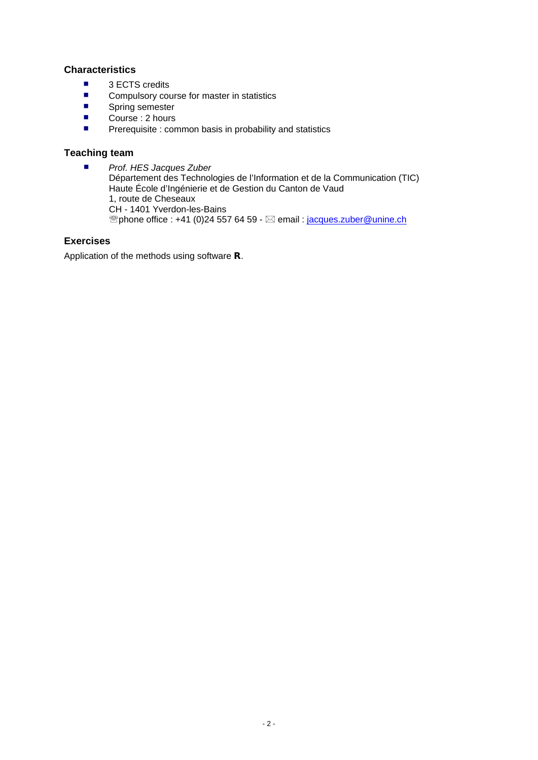### Characteristics

- 3 ECTS credits
- Compulsory course for master in statistics
- Spring semester
- Course : 2 hours
- Prerequisite : common basis in probability and statistics

### Teaching team

- *Prof. HES Jacques Zuber*
  Département des Technologies de l'Information et de la Communication (TIC)
  Haute École d'Ingénierie et de Gestion du Canton de Vaud
  1, route de Cheseaux
  CH - 1401 Yverdon-les-Bains
  ☏phone office : +41 (0)24 557 64 59 - ✉ email : jacques.zuber@unine.ch

### Exercises

Application of the methods using software **R**.